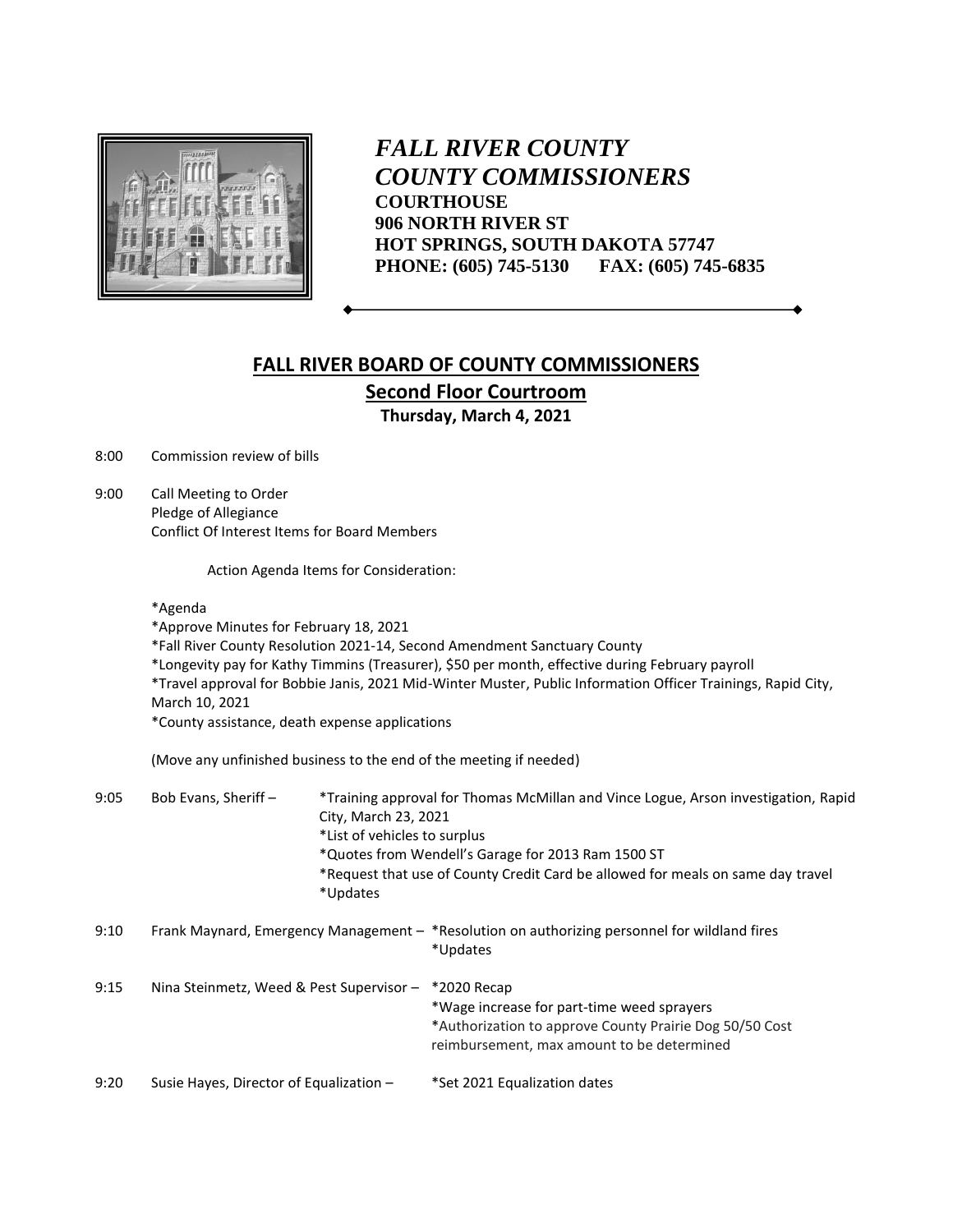*FALL RIVER COUNTY*
*COUNTY COMMISSIONERS*
**COURTHOUSE**
**906 NORTH RIVER ST**
**HOT SPRINGS, SOUTH DAKOTA 57747**
**PHONE: (605) 745-5130 FAX: (605) 745-6835**

# FALL RIVER BOARD OF COUNTY COMMISSIONERS

## Second Floor Courtroom

**Thursday, March 4, 2021**

8:00 Commission review of bills

9:00 Call Meeting to Order
Pledge of Allegiance
Conflict Of Interest Items for Board Members

Action Agenda Items for Consideration:

*Agenda
*Approve Minutes for February 18, 2021
*Fall River County Resolution 2021-14, Second Amendment Sanctuary County
*Longevity pay for Kathy Timmins (Treasurer), $50 per month, effective during February payroll
*Travel approval for Bobbie Janis, 2021 Mid-Winter Muster, Public Information Officer Trainings, Rapid City, March 10, 2021
*County assistance, death expense applications

(Move any unfinished business to the end of the meeting if needed)

9:05 Bob Evans, Sheriff – *Training approval for Thomas McMillan and Vince Logue, Arson investigation, Rapid City, March 23, 2021
*List of vehicles to surplus
*Quotes from Wendell's Garage for 2013 Ram 1500 ST
*Request that use of County Credit Card be allowed for meals on same day travel
*Updates

9:10 Frank Maynard, Emergency Management – *Resolution on authorizing personnel for wildland fires
*Updates

9:15 Nina Steinmetz, Weed & Pest Supervisor – *2020 Recap
*Wage increase for part-time weed sprayers
*Authorization to approve County Prairie Dog 50/50 Cost reimbursement, max amount to be determined

9:20 Susie Hayes, Director of Equalization – *Set 2021 Equalization dates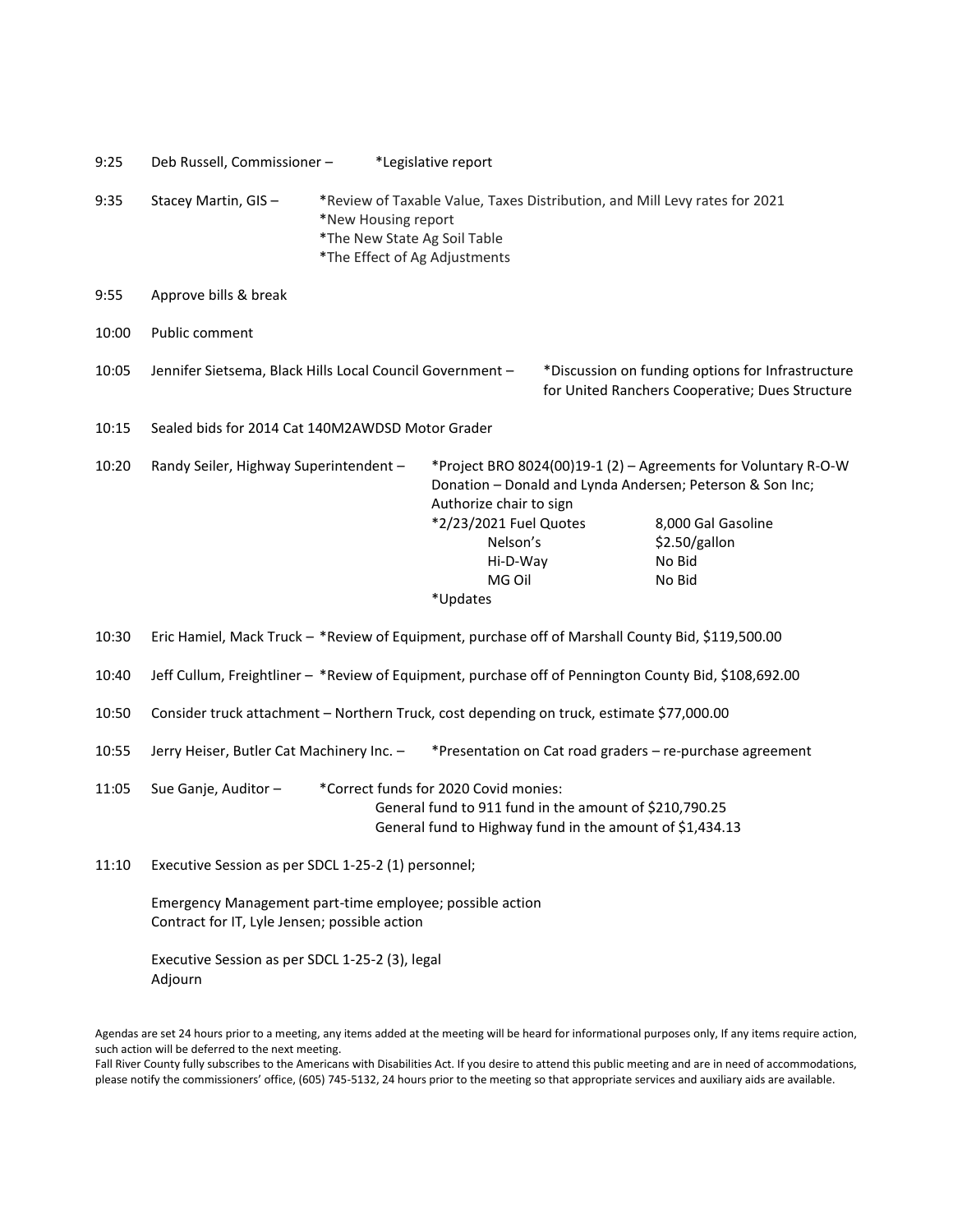9:25 Deb Russell, Commissioner – *Legislative report

9:35 Stacey Martin, GIS – *Review of Taxable Value, Taxes Distribution, and Mill Levy rates for 2021
*New Housing report
*The New State Ag Soil Table
*The Effect of Ag Adjustments

9:55 Approve bills & break

10:00 Public comment

10:05 Jennifer Sietsema, Black Hills Local Council Government – *Discussion on funding options for Infrastructure for United Ranchers Cooperative; Dues Structure

10:15 Sealed bids for 2014 Cat 140M2AWDSD Motor Grader

10:20 Randy Seiler, Highway Superintendent – *Project BRO 8024(00)19-1 (2) – Agreements for Voluntary R-O-W Donation – Donald and Lynda Andersen; Peterson & Son Inc; Authorize chair to sign

| | |
|---|---|
| *2/23/2021 Fuel Quotes | 8,000 Gal Gasoline |
| Nelson's | $2.50/gallon |
| Hi-D-Way | No Bid |
| MG Oil | No Bid |

*Updates

10:30 Eric Hamiel, Mack Truck – *Review of Equipment, purchase off of Marshall County Bid, $119,500.00

10:40 Jeff Cullum, Freightliner – *Review of Equipment, purchase off of Pennington County Bid, $108,692.00

10:50 Consider truck attachment – Northern Truck, cost depending on truck, estimate $77,000.00

10:55 Jerry Heiser, Butler Cat Machinery Inc. – *Presentation on Cat road graders – re-purchase agreement

11:05 Sue Ganje, Auditor – *Correct funds for 2020 Covid monies:
General fund to 911 fund in the amount of $210,790.25
General fund to Highway fund in the amount of $1,434.13

11:10 Executive Session as per SDCL 1-25-2 (1) personnel;

Emergency Management part-time employee; possible action
Contract for IT, Lyle Jensen; possible action

Executive Session as per SDCL 1-25-2 (3), legal
Adjourn

Agendas are set 24 hours prior to a meeting, any items added at the meeting will be heard for informational purposes only, If any items require action, such action will be deferred to the next meeting.
Fall River County fully subscribes to the Americans with Disabilities Act. If you desire to attend this public meeting and are in need of accommodations, please notify the commissioners' office, (605) 745-5132, 24 hours prior to the meeting so that appropriate services and auxiliary aids are available.